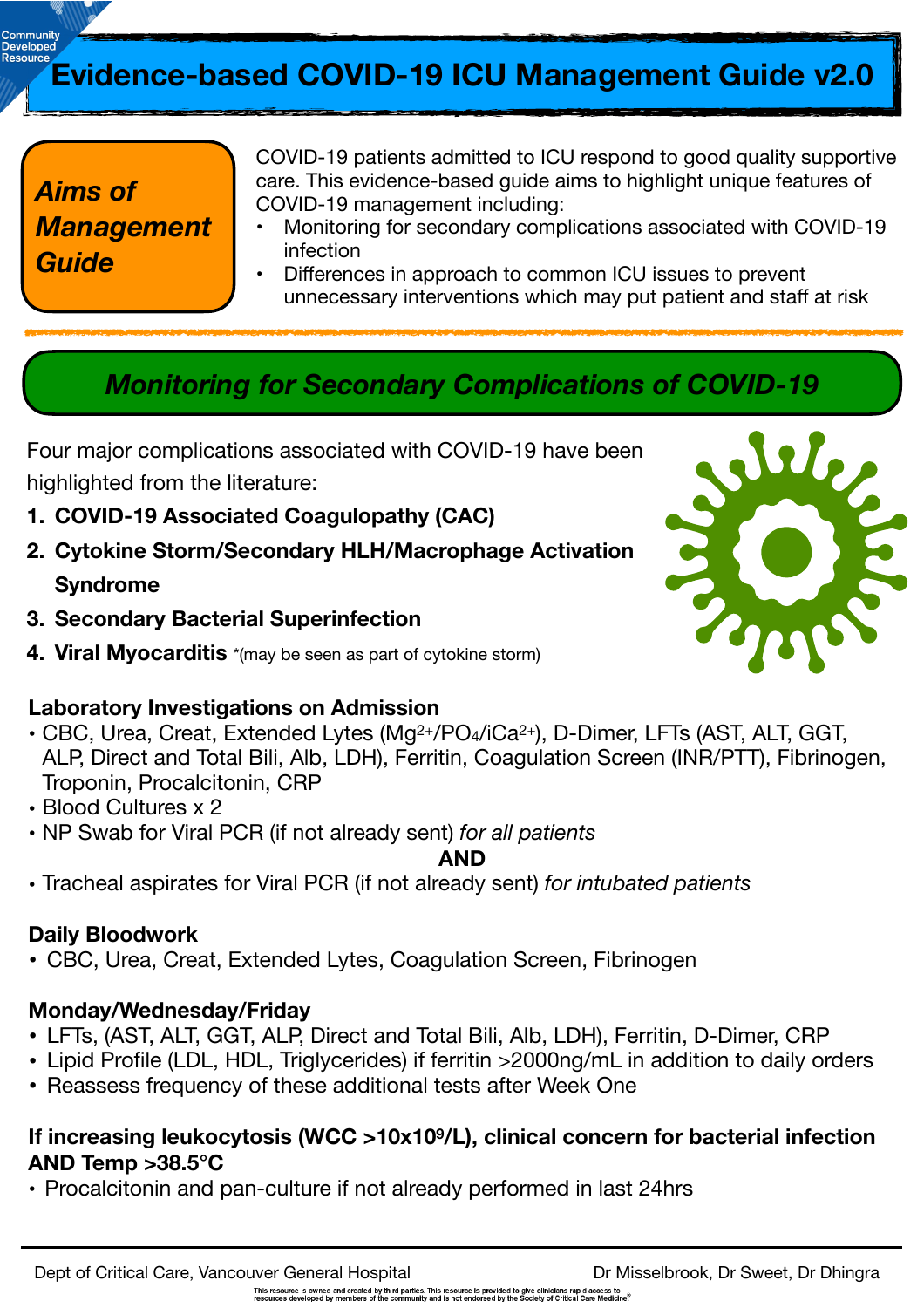Community Developed Resource

# Evidence-based COVID-19 ICU Management Guide v2.0

## *Aims of Management Guide*

COVID-19 patients admitted to ICU respond to good quality supportive care. This evidence-based guide aims to highlight unique features of COVID-19 management including:

- Monitoring for secondary complications associated with COVID-19 infection
- Differences in approach to common ICU issues to prevent unnecessary interventions which may put patient and staff at risk

## *Monitoring for Secondary Complications of COVID-19*

Four major complications associated with COVID-19 have been highlighted from the literature:

1. **COVID-19 Associated Coagulopathy (CAC)**
2. **Cytokine Storm/Secondary HLH/Macrophage Activation Syndrome**
3. **Secondary Bacterial Superinfection**
4. **Viral Myocarditis** *(may be seen as part of cytokine storm)

**Laboratory Investigations on Admission**

- CBC, Urea, Creat, Extended Lytes ($Mg^{2+}$/$PO_4$/$iCa^{2+}$), D-Dimer, LFTs (AST, ALT, GGT, ALP, Direct and Total Bili, Alb, LDH), Ferritin, Coagulation Screen (INR/PTT), Fibrinogen, Troponin, Procalcitonin, CRP
- Blood Cultures x 2
- NP Swab for Viral PCR (if not already sent) *for all patients*

**AND**

- Tracheal aspirates for Viral PCR (if not already sent) *for intubated patients*

**Daily Bloodwork**

- CBC, Urea, Creat, Extended Lytes, Coagulation Screen, Fibrinogen

**Monday/Wednesday/Friday**

- LFTs, (AST, ALT, GGT, ALP, Direct and Total Bili, Alb, LDH), Ferritin, D-Dimer, CRP
- Lipid Profile (LDL, HDL, Triglycerides) if ferritin >2000ng/mL in addition to daily orders
- Reassess frequency of these additional tests after Week One

**If increasing leukocytosis (WCC >10x$10^9$/L), clinical concern for bacterial infection AND Temp >38.5°C**

- Procalcitonin and pan-culture if not already performed in last 24hrs

Dept of Critical Care, Vancouver General Hospital — Dr Misselbrook, Dr Sweet, Dr Dhingra

This resource is owned and created by third parties. This resource is provided to give clinicians rapid access to resources developed by members of the community and is not endorsed by the Society of Critical Care Medicine.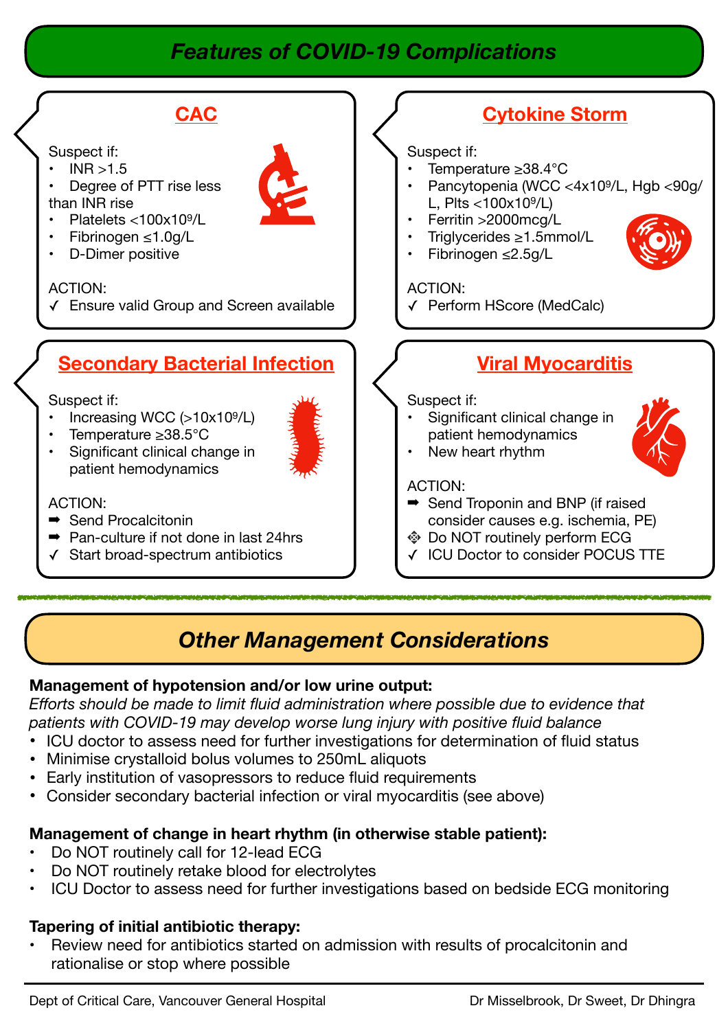# Features of COVID-19 Complications

## CAC

Suspect if:

- INR >1.5
- Degree of PTT rise less than INR rise
- Platelets <100x10$^9$/L
- Fibrinogen ≤1.0g/L
- D-Dimer positive

ACTION:

✓ Ensure valid Group and Screen available

## Cytokine Storm

Suspect if:

- Temperature ≥38.4°C
- Pancytopenia (WCC <4x10$^9$/L, Hgb <90g/L, Plts <100x10$^9$/L)
- Ferritin >2000mcg/L
- Triglycerides ≥1.5mmol/L
- Fibrinogen ≤2.5g/L

ACTION:

✓ Perform HScore (MedCalc)

## Secondary Bacterial Infection

Suspect if:

- Increasing WCC (>10x10$^9$/L)
- Temperature ≥38.5°C
- Significant clinical change in patient hemodynamics

ACTION:

➡ Send Procalcitonin
➡ Pan-culture if not done in last 24hrs
✓ Start broad-spectrum antibiotics

## Viral Myocarditis

Suspect if:

- Significant clinical change in patient hemodynamics
- New heart rhythm

ACTION:

➡ Send Troponin and BNP (if raised consider causes e.g. ischemia, PE)
❖ Do NOT routinely perform ECG
✓ ICU Doctor to consider POCUS TTE

# Other Management Considerations

**Management of hypotension and/or low urine output:**

*Efforts should be made to limit fluid administration where possible due to evidence that patients with COVID-19 may develop worse lung injury with positive fluid balance*

- ICU doctor to assess need for further investigations for determination of fluid status
- Minimise crystalloid bolus volumes to 250mL aliquots
- Early institution of vasopressors to reduce fluid requirements
- Consider secondary bacterial infection or viral myocarditis (see above)

**Management of change in heart rhythm (in otherwise stable patient):**

- Do NOT routinely call for 12-lead ECG
- Do NOT routinely retake blood for electrolytes
- ICU Doctor to assess need for further investigations based on bedside ECG monitoring

**Tapering of initial antibiotic therapy:**

- Review need for antibiotics started on admission with results of procalcitonin and rationalise or stop where possible

Dept of Critical Care, Vancouver General Hospital — Dr Misselbrook, Dr Sweet, Dr Dhingra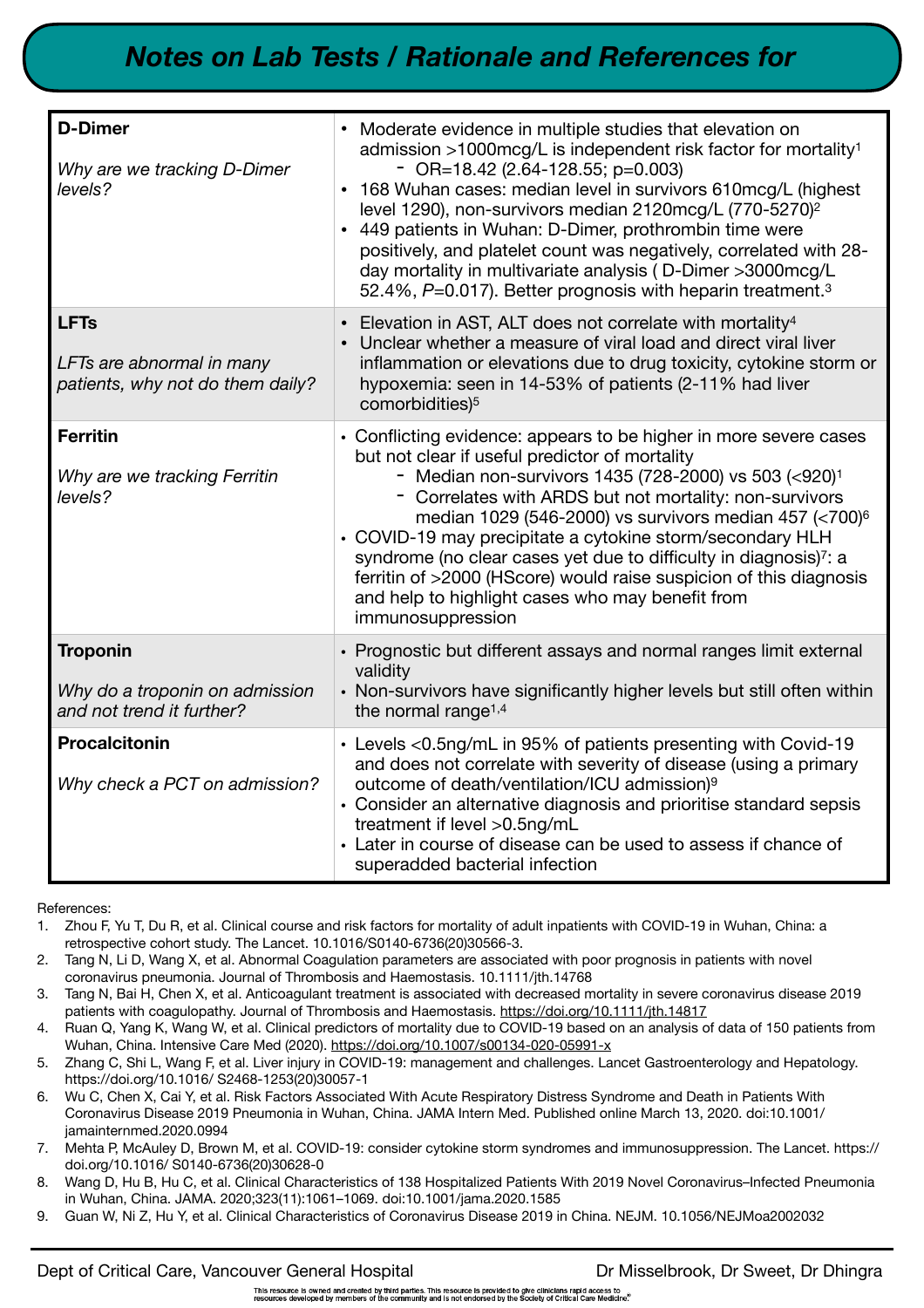# Notes on Lab Tests / Rationale and References for

| | |
|---|---|
| **D-Dimer**<br><br>*Why are we tracking D-Dimer levels?* | • Moderate evidence in multiple studies that elevation on admission >1000mcg/L is independent risk factor for mortality[1]<br>- OR=18.42 (2.64-128.55; p=0.003)<br>• 168 Wuhan cases: median level in survivors 610mcg/L (highest level 1290), non-survivors median 2120mcg/L (770-5270)[2]<br>• 449 patients in Wuhan: D-Dimer, prothrombin time were positively, and platelet count was negatively, correlated with 28-day mortality in multivariate analysis ( D-Dimer >3000mcg/L 52.4%, *P*=0.017). Better prognosis with heparin treatment.[3] |
| **LFTs**<br><br>*LFTs are abnormal in many patients, why not do them daily?* | • Elevation in AST, ALT does not correlate with mortality[4]<br>• Unclear whether a measure of viral load and direct viral liver inflammation or elevations due to drug toxicity, cytokine storm or hypoxemia: seen in 14-53% of patients (2-11% had liver comorbidities)[5] |
| **Ferritin**<br><br>*Why are we tracking Ferritin levels?* | • Conflicting evidence: appears to be higher in more severe cases but not clear if useful predictor of mortality<br>- Median non-survivors 1435 (728-2000) vs 503 (<920)[1]<br>- Correlates with ARDS but not mortality: non-survivors median 1029 (546-2000) vs survivors median 457 (<700)[6]<br>• COVID-19 may precipitate a cytokine storm/secondary HLH syndrome (no clear cases yet due to difficulty in diagnosis)[7]: a ferritin of >2000 (HScore) would raise suspicion of this diagnosis and help to highlight cases who may benefit from immunosuppression |
| **Troponin**<br><br>*Why do a troponin on admission and not trend it further?* | • Prognostic but different assays and normal ranges limit external validity<br>• Non-survivors have significantly higher levels but still often within the normal range[1,4] |
| **Procalcitonin**<br><br>*Why check a PCT on admission?* | • Levels <0.5ng/mL in 95% of patients presenting with Covid-19 and does not correlate with severity of disease (using a primary outcome of death/ventilation/ICU admission)[9]<br>• Consider an alternative diagnosis and prioritise standard sepsis treatment if level >0.5ng/mL<br>• Later in course of disease can be used to assess if chance of superadded bacterial infection |

References:

1. Zhou F, Yu T, Du R, et al. Clinical course and risk factors for mortality of adult inpatients with COVID-19 in Wuhan, China: a retrospective cohort study. The Lancet. 10.1016/S0140-6736(20)30566-3.
2. Tang N, Li D, Wang X, et al. Abnormal Coagulation parameters are associated with poor prognosis in patients with novel coronavirus pneumonia. Journal of Thrombosis and Haemostasis. 10.1111/jth.14768
3. Tang N, Bai H, Chen X, et al. Anticoagulant treatment is associated with decreased mortality in severe coronavirus disease 2019 patients with coagulopathy. Journal of Thrombosis and Haemostasis. https://doi.org/10.1111/jth.14817
4. Ruan Q, Yang K, Wang W, et al. Clinical predictors of mortality due to COVID-19 based on an analysis of data of 150 patients from Wuhan, China. Intensive Care Med (2020). https://doi.org/10.1007/s00134-020-05991-x
5. Zhang C, Shi L, Wang F, et al. Liver injury in COVID-19: management and challenges. Lancet Gastroenterology and Hepatology. https://doi.org/10.1016/ S2468-1253(20)30057-1
6. Wu C, Chen X, Cai Y, et al. Risk Factors Associated With Acute Respiratory Distress Syndrome and Death in Patients With Coronavirus Disease 2019 Pneumonia in Wuhan, China. JAMA Intern Med. Published online March 13, 2020. doi:10.1001/ jamainternmed.2020.0994
7. Mehta P, McAuley D, Brown M, et al. COVID-19: consider cytokine storm syndromes and immunosuppression. The Lancet. https:// doi.org/10.1016/ S0140-6736(20)30628-0
8. Wang D, Hu B, Hu C, et al. Clinical Characteristics of 138 Hospitalized Patients With 2019 Novel Coronavirus–Infected Pneumonia in Wuhan, China. JAMA. 2020;323(11):1061–1069. doi:10.1001/jama.2020.1585
9. Guan W, Ni Z, Hu Y, et al. Clinical Characteristics of Coronavirus Disease 2019 in China. NEJM. 10.1056/NEJMoa2002032

Dept of Critical Care, Vancouver General Hospital — Dr Misselbrook, Dr Sweet, Dr Dhingra

This resource is owned and created by third parties. This resource is provided to give clinicians rapid access to resources developed by members of the community and is not endorsed by the Society of Critical Care Medicine.